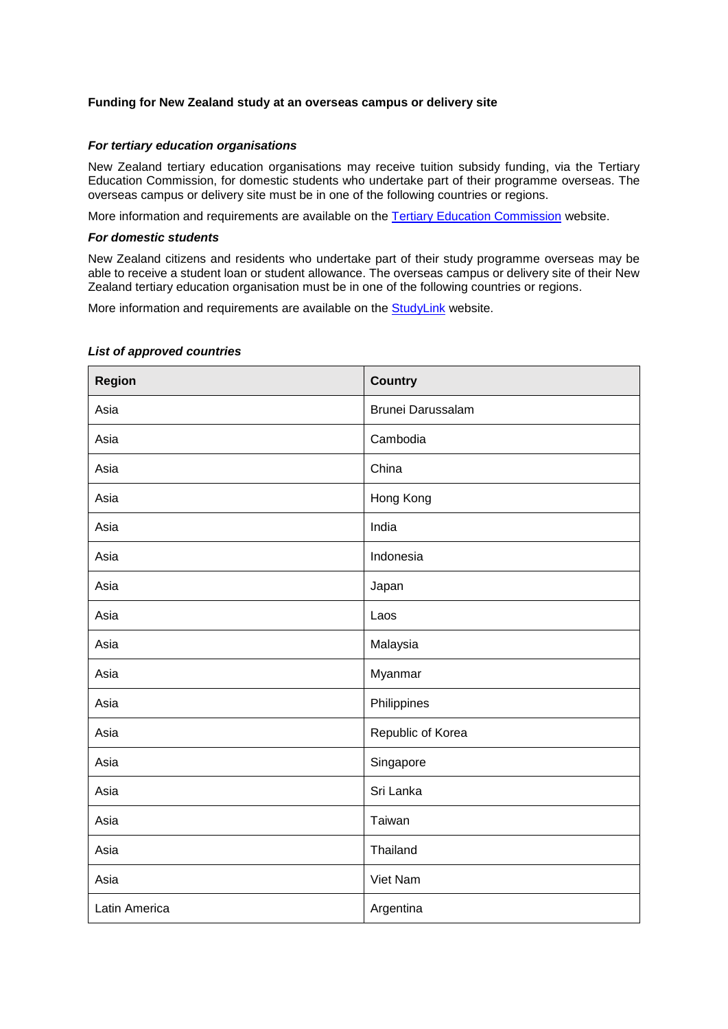**Funding for New Zealand study at an overseas campus or delivery site**

***For tertiary education organisations***

New Zealand tertiary education organisations may receive tuition subsidy funding, via the Tertiary Education Commission, for domestic students who undertake part of their programme overseas. The overseas campus or delivery site must be in one of the following countries or regions.

More information and requirements are available on the [Tertiary Education Commission]() website.

***For domestic students***

New Zealand citizens and residents who undertake part of their study programme overseas may be able to receive a student loan or student allowance. The overseas campus or delivery site of their New Zealand tertiary education organisation must be in one of the following countries or regions.

More information and requirements are available on the [StudyLink]() website.

***List of approved countries***

| Region | Country |
|---|---|
| Asia | Brunei Darussalam |
| Asia | Cambodia |
| Asia | China |
| Asia | Hong Kong |
| Asia | India |
| Asia | Indonesia |
| Asia | Japan |
| Asia | Laos |
| Asia | Malaysia |
| Asia | Myanmar |
| Asia | Philippines |
| Asia | Republic of Korea |
| Asia | Singapore |
| Asia | Sri Lanka |
| Asia | Taiwan |
| Asia | Thailand |
| Asia | Viet Nam |
| Latin America | Argentina |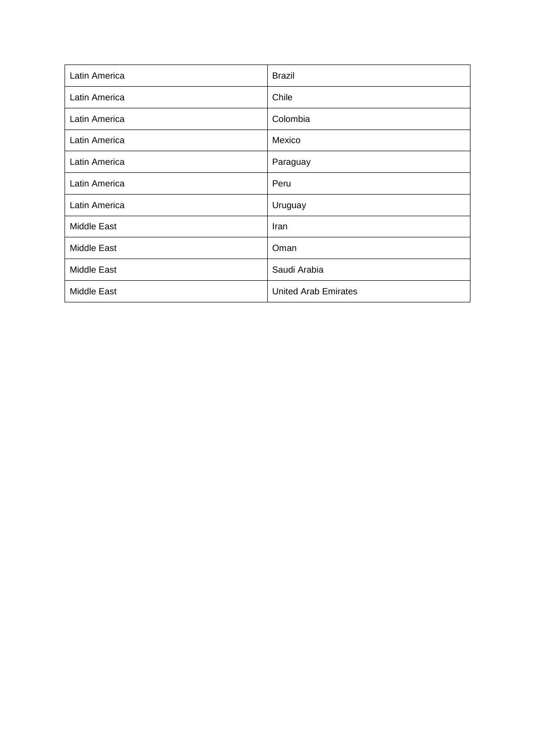| | |
|---|---|
| Latin America | Brazil |
| Latin America | Chile |
| Latin America | Colombia |
| Latin America | Mexico |
| Latin America | Paraguay |
| Latin America | Peru |
| Latin America | Uruguay |
| Middle East | Iran |
| Middle East | Oman |
| Middle East | Saudi Arabia |
| Middle East | United Arab Emirates |